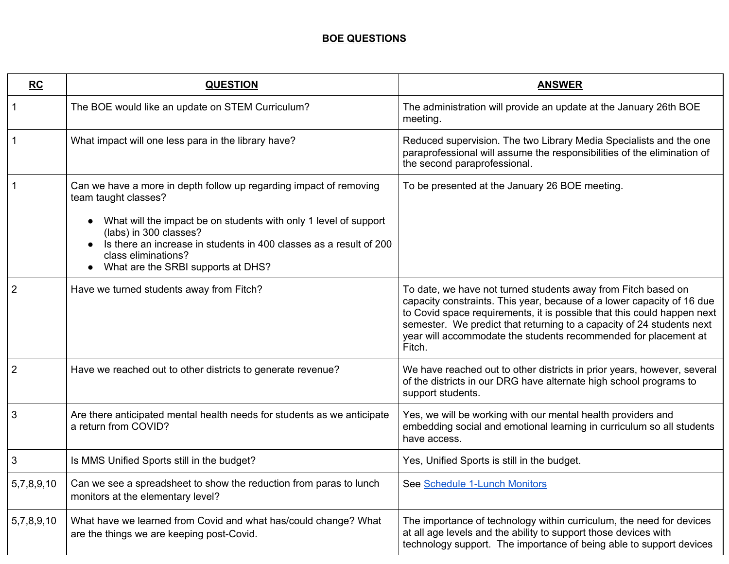# BOE QUESTIONS

| RC | QUESTION | ANSWER |
|---|---|---|
| 1 | The BOE would like an update on STEM Curriculum? | The administration will provide an update at the January 26th BOE meeting. |
| 1 | What impact will one less para in the library have? | Reduced supervision. The two Library Media Specialists and the one paraprofessional will assume the responsibilities of the elimination of the second paraprofessional. |
| 1 | Can we have a more in depth follow up regarding impact of removing team taught classes?<br>• What will the impact be on students with only 1 level of support (labs) in 300 classes?<br>• Is there an increase in students in 400 classes as a result of 200 class eliminations?<br>• What are the SRBI supports at DHS? | To be presented at the January 26 BOE meeting. |
| 2 | Have we turned students away from Fitch? | To date, we have not turned students away from Fitch based on capacity constraints. This year, because of a lower capacity of 16 due to Covid space requirements, it is possible that this could happen next semester. We predict that returning to a capacity of 24 students next year will accommodate the students recommended for placement at Fitch. |
| 2 | Have we reached out to other districts to generate revenue? | We have reached out to other districts in prior years, however, several of the districts in our DRG have alternate high school programs to support students. |
| 3 | Are there anticipated mental health needs for students as we anticipate a return from COVID? | Yes, we will be working with our mental health providers and embedding social and emotional learning in curriculum so all students have access. |
| 3 | Is MMS Unified Sports still in the budget? | Yes, Unified Sports is still in the budget. |
| 5,7,8,9,10 | Can we see a spreadsheet to show the reduction from paras to lunch monitors at the elementary level? | See Schedule 1-Lunch Monitors |
| 5,7,8,9,10 | What have we learned from Covid and what has/could change? What are the things we are keeping post-Covid. | The importance of technology within curriculum, the need for devices at all age levels and the ability to support those devices with technology support. The importance of being able to support devices |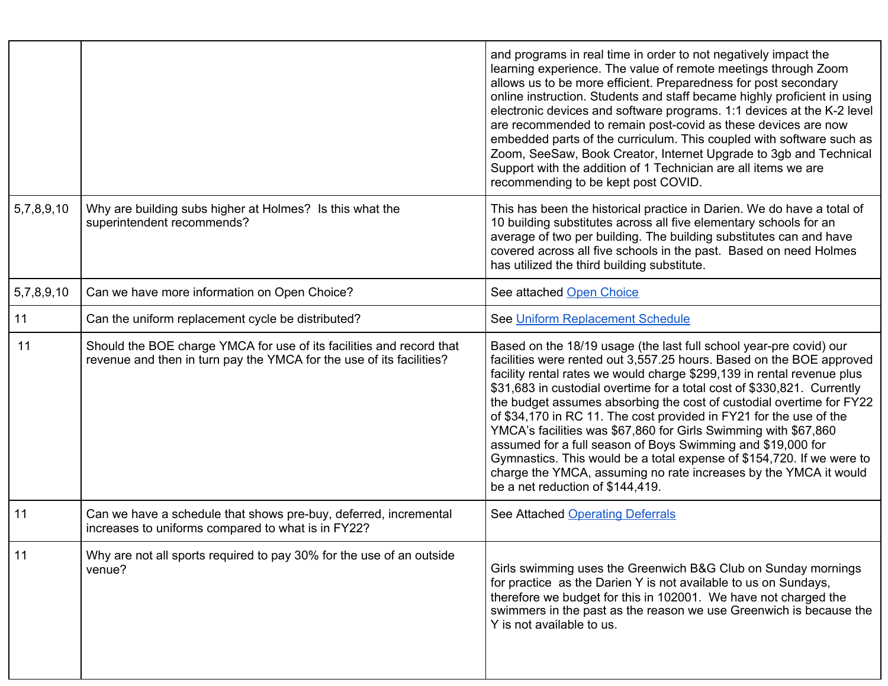| | | |
|---|---|---|
| | | and programs in real time in order to not negatively impact the learning experience. The value of remote meetings through Zoom allows us to be more efficient. Preparedness for post secondary online instruction. Students and staff became highly proficient in using electronic devices and software programs. 1:1 devices at the K-2 level are recommended to remain post-covid as these devices are now embedded parts of the curriculum. This coupled with software such as Zoom, SeeSaw, Book Creator, Internet Upgrade to 3gb and Technical Support with the addition of 1 Technician are all items we are recommending to be kept post COVID. |
| 5,7,8,9,10 | Why are building subs higher at Holmes? Is this what the superintendent recommends? | This has been the historical practice in Darien. We do have a total of 10 building substitutes across all five elementary schools for an average of two per building. The building substitutes can and have covered across all five schools in the past. Based on need Holmes has utilized the third building substitute. |
| 5,7,8,9,10 | Can we have more information on Open Choice? | See attached Open Choice |
| 11 | Can the uniform replacement cycle be distributed? | See Uniform Replacement Schedule |
| 11 | Should the BOE charge YMCA for use of its facilities and record that revenue and then in turn pay the YMCA for the use of its facilities? | Based on the 18/19 usage (the last full school year-pre covid) our facilities were rented out 3,557.25 hours. Based on the BOE approved facility rental rates we would charge $299,139 in rental revenue plus $31,683 in custodial overtime for a total cost of $330,821. Currently the budget assumes absorbing the cost of custodial overtime for FY22 of $34,170 in RC 11. The cost provided in FY21 for the use of the YMCA's facilities was $67,860 for Girls Swimming with $67,860 assumed for a full season of Boys Swimming and $19,000 for Gymnastics. This would be a total expense of $154,720. If we were to charge the YMCA, assuming no rate increases by the YMCA it would be a net reduction of $144,419. |
| 11 | Can we have a schedule that shows pre-buy, deferred, incremental increases to uniforms compared to what is in FY22? | See Attached Operating Deferrals |
| 11 | Why are not all sports required to pay 30% for the use of an outside venue? | Girls swimming uses the Greenwich B&G Club on Sunday mornings for practice as the Darien Y is not available to us on Sundays, therefore we budget for this in 102001. We have not charged the swimmers in the past as the reason we use Greenwich is because the Y is not available to us. |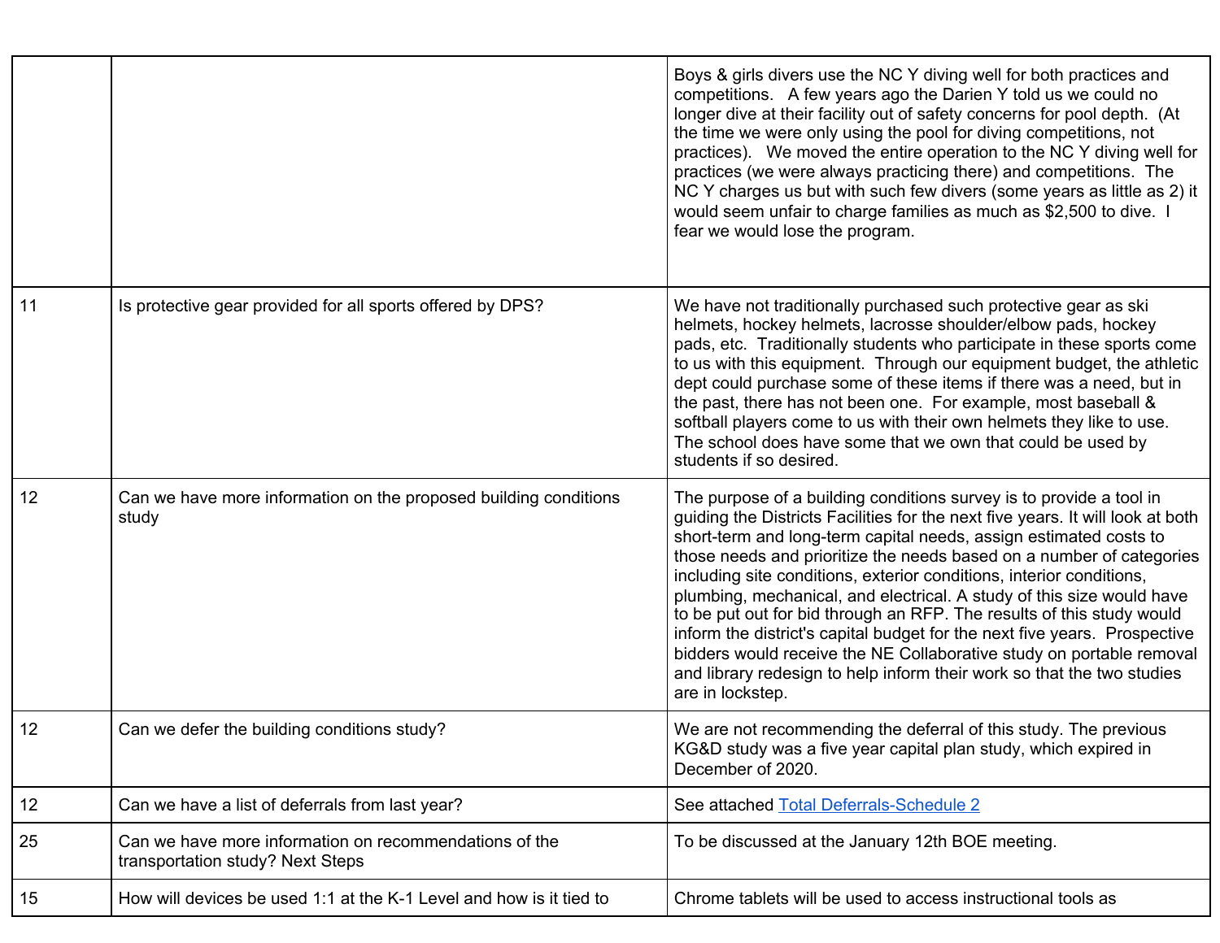| | | |
|---|---|---|
| | | Boys & girls divers use the NC Y diving well for both practices and competitions. A few years ago the Darien Y told us we could no longer dive at their facility out of safety concerns for pool depth. (At the time we were only using the pool for diving competitions, not practices). We moved the entire operation to the NC Y diving well for practices (we were always practicing there) and competitions. The NC Y charges us but with such few divers (some years as little as 2) it would seem unfair to charge families as much as $2,500 to dive. I fear we would lose the program. |
| 11 | Is protective gear provided for all sports offered by DPS? | We have not traditionally purchased such protective gear as ski helmets, hockey helmets, lacrosse shoulder/elbow pads, hockey pads, etc. Traditionally students who participate in these sports come to us with this equipment. Through our equipment budget, the athletic dept could purchase some of these items if there was a need, but in the past, there has not been one. For example, most baseball & softball players come to us with their own helmets they like to use. The school does have some that we own that could be used by students if so desired. |
| 12 | Can we have more information on the proposed building conditions study | The purpose of a building conditions survey is to provide a tool in guiding the Districts Facilities for the next five years. It will look at both short-term and long-term capital needs, assign estimated costs to those needs and prioritize the needs based on a number of categories including site conditions, exterior conditions, interior conditions, plumbing, mechanical, and electrical. A study of this size would have to be put out for bid through an RFP. The results of this study would inform the district's capital budget for the next five years. Prospective bidders would receive the NE Collaborative study on portable removal and library redesign to help inform their work so that the two studies are in lockstep. |
| 12 | Can we defer the building conditions study? | We are not recommending the deferral of this study. The previous KG&D study was a five year capital plan study, which expired in December of 2020. |
| 12 | Can we have a list of deferrals from last year? | See attached Total Deferrals-Schedule 2 |
| 25 | Can we have more information on recommendations of the transportation study? Next Steps | To be discussed at the January 12th BOE meeting. |
| 15 | How will devices be used 1:1 at the K-1 Level and how is it tied to | Chrome tablets will be used to access instructional tools as |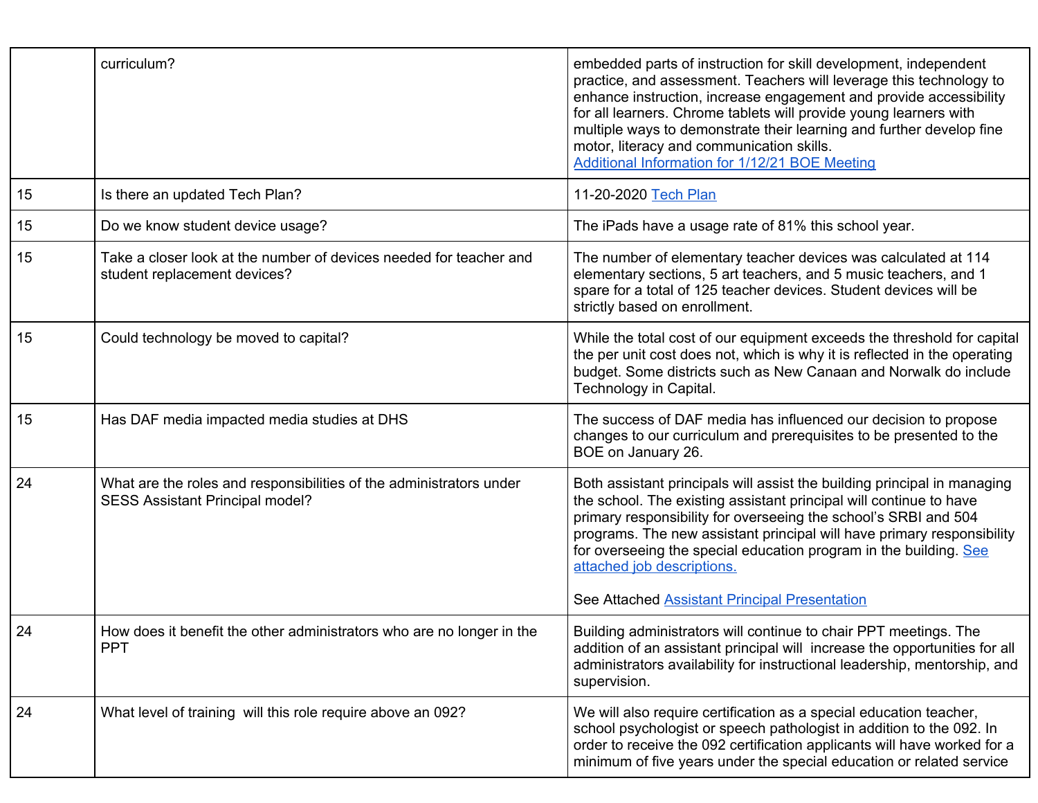| | | |
|---|---|---|
| | curriculum? | embedded parts of instruction for skill development, independent practice, and assessment. Teachers will leverage this technology to enhance instruction, increase engagement and provide accessibility for all learners. Chrome tablets will provide young learners with multiple ways to demonstrate their learning and further develop fine motor, literacy and communication skills. [Additional Information for 1/12/21 BOE Meeting] |
| 15 | Is there an updated Tech Plan? | 11-20-2020 [Tech Plan] |
| 15 | Do we know student device usage? | The iPads have a usage rate of 81% this school year. |
| 15 | Take a closer look at the number of devices needed for teacher and student replacement devices? | The number of elementary teacher devices was calculated at 114 elementary sections, 5 art teachers, and 5 music teachers, and 1 spare for a total of 125 teacher devices. Student devices will be strictly based on enrollment. |
| 15 | Could technology be moved to capital? | While the total cost of our equipment exceeds the threshold for capital the per unit cost does not, which is why it is reflected in the operating budget. Some districts such as New Canaan and Norwalk do include Technology in Capital. |
| 15 | Has DAF media impacted media studies at DHS | The success of DAF media has influenced our decision to propose changes to our curriculum and prerequisites to be presented to the BOE on January 26. |
| 24 | What are the roles and responsibilities of the administrators under SESS Assistant Principal model? | Both assistant principals will assist the building principal in managing the school. The existing assistant principal will continue to have primary responsibility for overseeing the school's SRBI and 504 programs. The new assistant principal will have primary responsibility for overseeing the special education program in the building. [See attached job descriptions.]<br><br>See Attached [Assistant Principal Presentation] |
| 24 | How does it benefit the other administrators who are no longer in the PPT | Building administrators will continue to chair PPT meetings. The addition of an assistant principal will increase the opportunities for all administrators availability for instructional leadership, mentorship, and supervision. |
| 24 | What level of training will this role require above an 092? | We will also require certification as a special education teacher, school psychologist or speech pathologist in addition to the 092. In order to receive the 092 certification applicants will have worked for a minimum of five years under the special education or related service |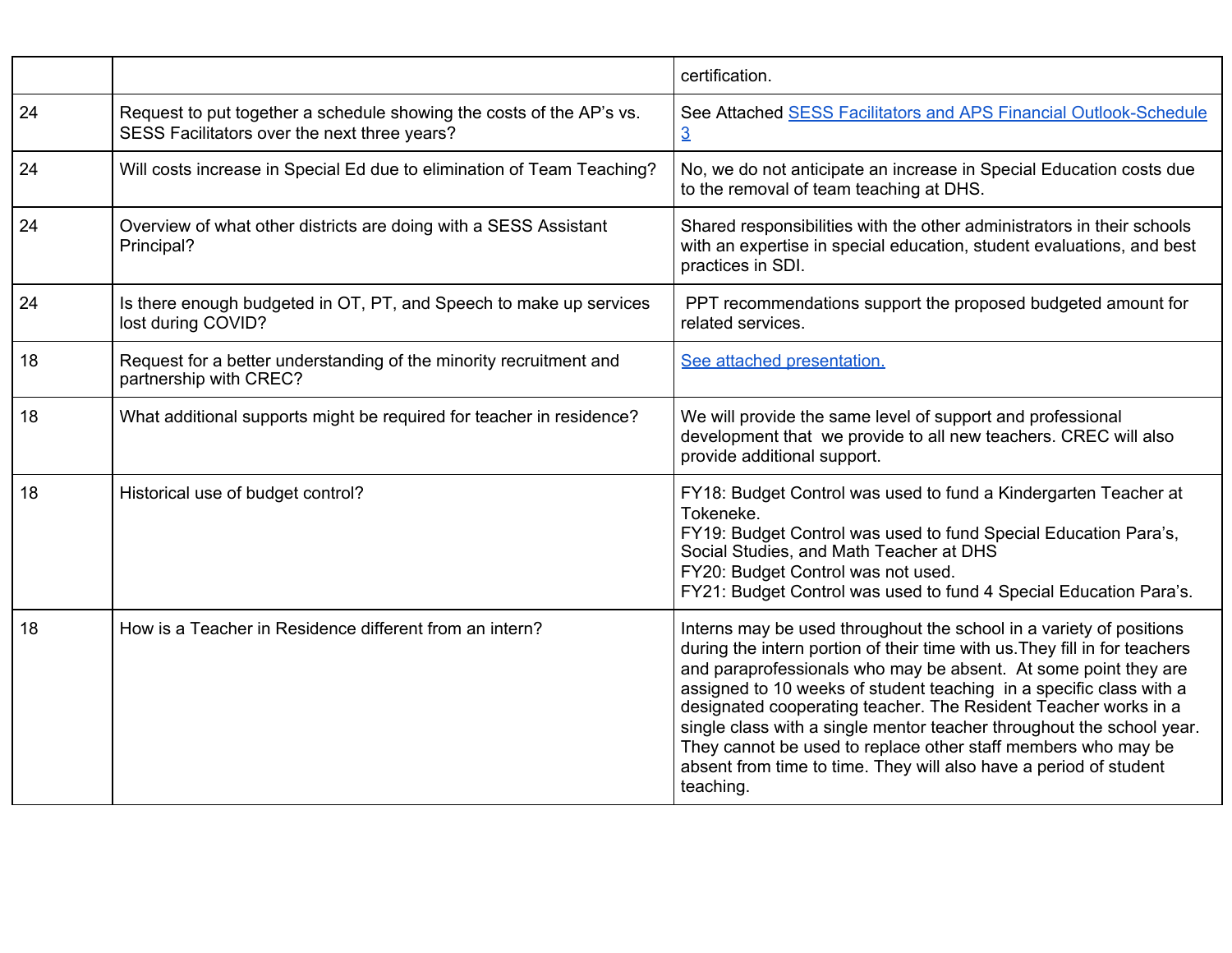| | | |
|---|---|---|
| | | certification. |
| 24 | Request to put together a schedule showing the costs of the AP's vs. SESS Facilitators over the next three years? | See Attached SESS Facilitators and APS Financial Outlook-Schedule 3 |
| 24 | Will costs increase in Special Ed due to elimination of Team Teaching? | No, we do not anticipate an increase in Special Education costs due to the removal of team teaching at DHS. |
| 24 | Overview of what other districts are doing with a SESS Assistant Principal? | Shared responsibilities with the other administrators in their schools with an expertise in special education, student evaluations, and best practices in SDI. |
| 24 | Is there enough budgeted in OT, PT, and Speech to make up services lost during COVID? | PPT recommendations support the proposed budgeted amount for related services. |
| 18 | Request for a better understanding of the minority recruitment and partnership with CREC? | See attached presentation. |
| 18 | What additional supports might be required for teacher in residence? | We will provide the same level of support and professional development that we provide to all new teachers. CREC will also provide additional support. |
| 18 | Historical use of budget control? | FY18: Budget Control was used to fund a Kindergarten Teacher at Tokeneke.<br>FY19: Budget Control was used to fund Special Education Para's, Social Studies, and Math Teacher at DHS<br>FY20: Budget Control was not used.<br>FY21: Budget Control was used to fund 4 Special Education Para's. |
| 18 | How is a Teacher in Residence different from an intern? | Interns may be used throughout the school in a variety of positions during the intern portion of their time with us.They fill in for teachers and paraprofessionals who may be absent. At some point they are assigned to 10 weeks of student teaching in a specific class with a designated cooperating teacher. The Resident Teacher works in a single class with a single mentor teacher throughout the school year. They cannot be used to replace other staff members who may be absent from time to time. They will also have a period of student teaching. |